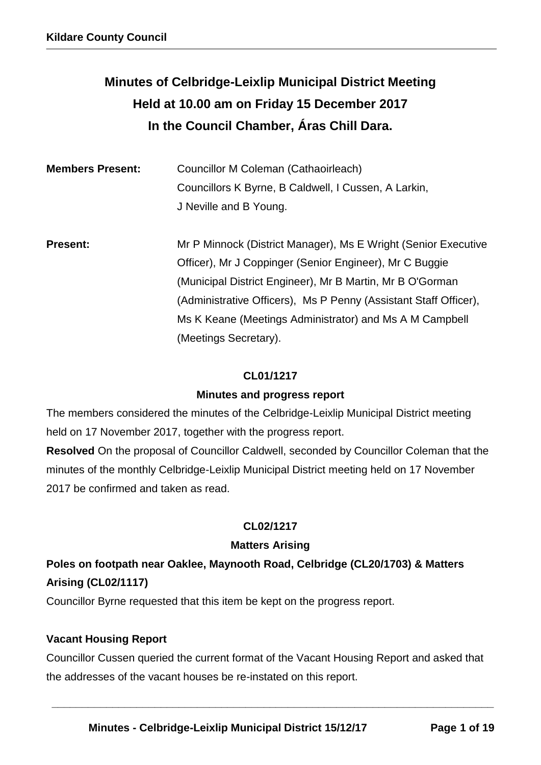# Minutes of Celbridge-Leixlip Municipal District Meeting
# Held at 10.00 am on Friday 15 December 2017
# In the Council Chamber, Áras Chill Dara.

**Members Present:** Councillor M Coleman (Cathaoirleach)
Councillors K Byrne, B Caldwell, I Cussen, A Larkin, J Neville and B Young.

**Present:** Mr P Minnock (District Manager), Ms E Wright (Senior Executive Officer), Mr J Coppinger (Senior Engineer), Mr C Buggie (Municipal District Engineer), Mr B Martin, Mr B O'Gorman (Administrative Officers), Ms P Penny (Assistant Staff Officer), Ms K Keane (Meetings Administrator) and Ms A M Campbell (Meetings Secretary).

### CL01/1217

### Minutes and progress report

The members considered the minutes of the Celbridge-Leixlip Municipal District meeting held on 17 November 2017, together with the progress report.

**Resolved** On the proposal of Councillor Caldwell, seconded by Councillor Coleman that the minutes of the monthly Celbridge-Leixlip Municipal District meeting held on 17 November 2017 be confirmed and taken as read.

### CL02/1217

### Matters Arising

**Poles on footpath near Oaklee, Maynooth Road, Celbridge (CL20/1703) & Matters Arising (CL02/1117)**

Councillor Byrne requested that this item be kept on the progress report.

**Vacant Housing Report**

Councillor Cussen queried the current format of the Vacant Housing Report and asked that the addresses of the vacant houses be re-instated on this report.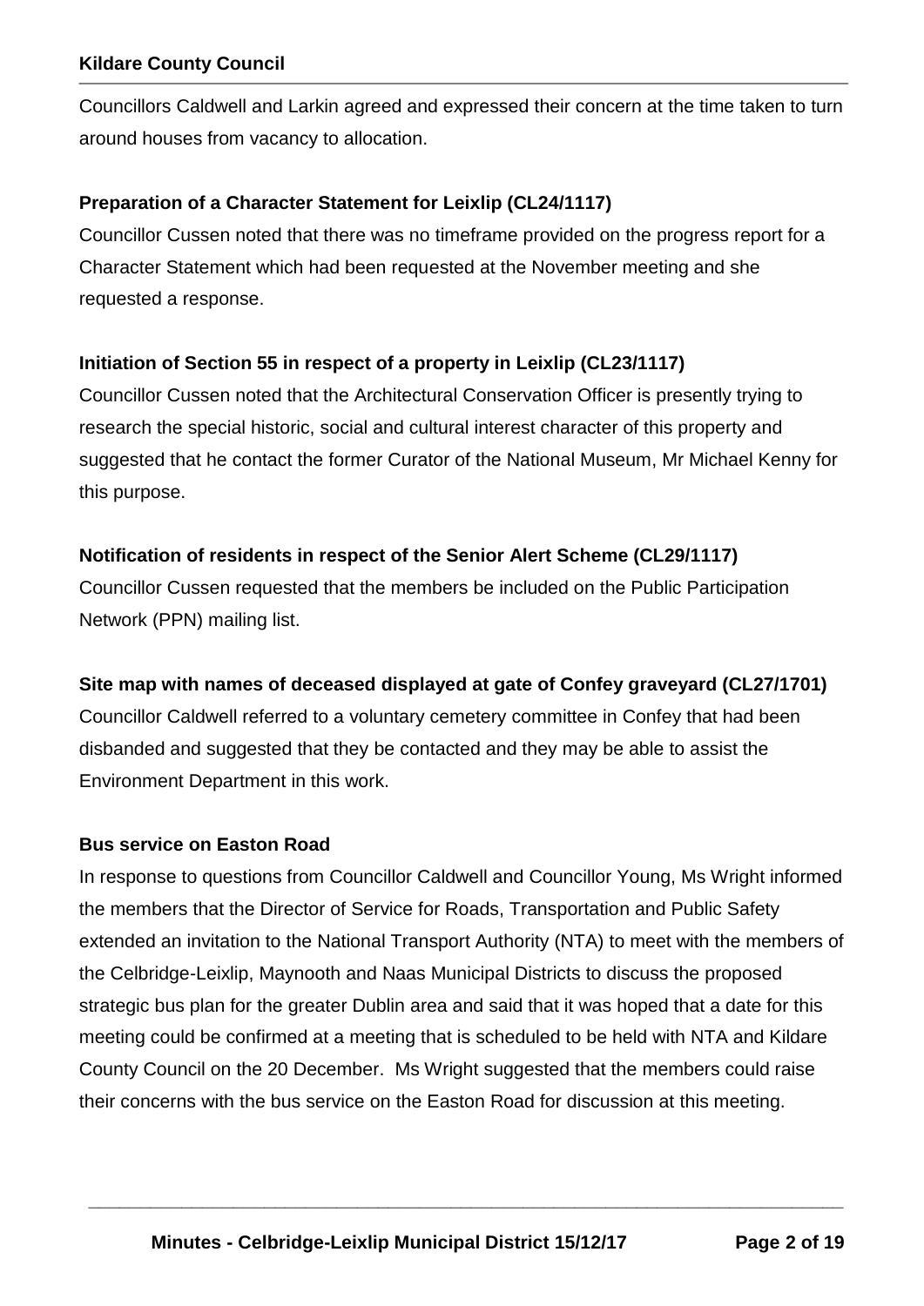Councillors Caldwell and Larkin agreed and expressed their concern at the time taken to turn around houses from vacancy to allocation.

**Preparation of a Character Statement for Leixlip (CL24/1117)**

Councillor Cussen noted that there was no timeframe provided on the progress report for a Character Statement which had been requested at the November meeting and she requested a response.

**Initiation of Section 55 in respect of a property in Leixlip (CL23/1117)**

Councillor Cussen noted that the Architectural Conservation Officer is presently trying to research the special historic, social and cultural interest character of this property and suggested that he contact the former Curator of the National Museum, Mr Michael Kenny for this purpose.

**Notification of residents in respect of the Senior Alert Scheme (CL29/1117)**

Councillor Cussen requested that the members be included on the Public Participation Network (PPN) mailing list.

**Site map with names of deceased displayed at gate of Confey graveyard (CL27/1701)**

Councillor Caldwell referred to a voluntary cemetery committee in Confey that had been disbanded and suggested that they be contacted and they may be able to assist the Environment Department in this work.

**Bus service on Easton Road**

In response to questions from Councillor Caldwell and Councillor Young, Ms Wright informed the members that the Director of Service for Roads, Transportation and Public Safety extended an invitation to the National Transport Authority (NTA) to meet with the members of the Celbridge-Leixlip, Maynooth and Naas Municipal Districts to discuss the proposed strategic bus plan for the greater Dublin area and said that it was hoped that a date for this meeting could be confirmed at a meeting that is scheduled to be held with NTA and Kildare County Council on the 20 December. Ms Wright suggested that the members could raise their concerns with the bus service on the Easton Road for discussion at this meeting.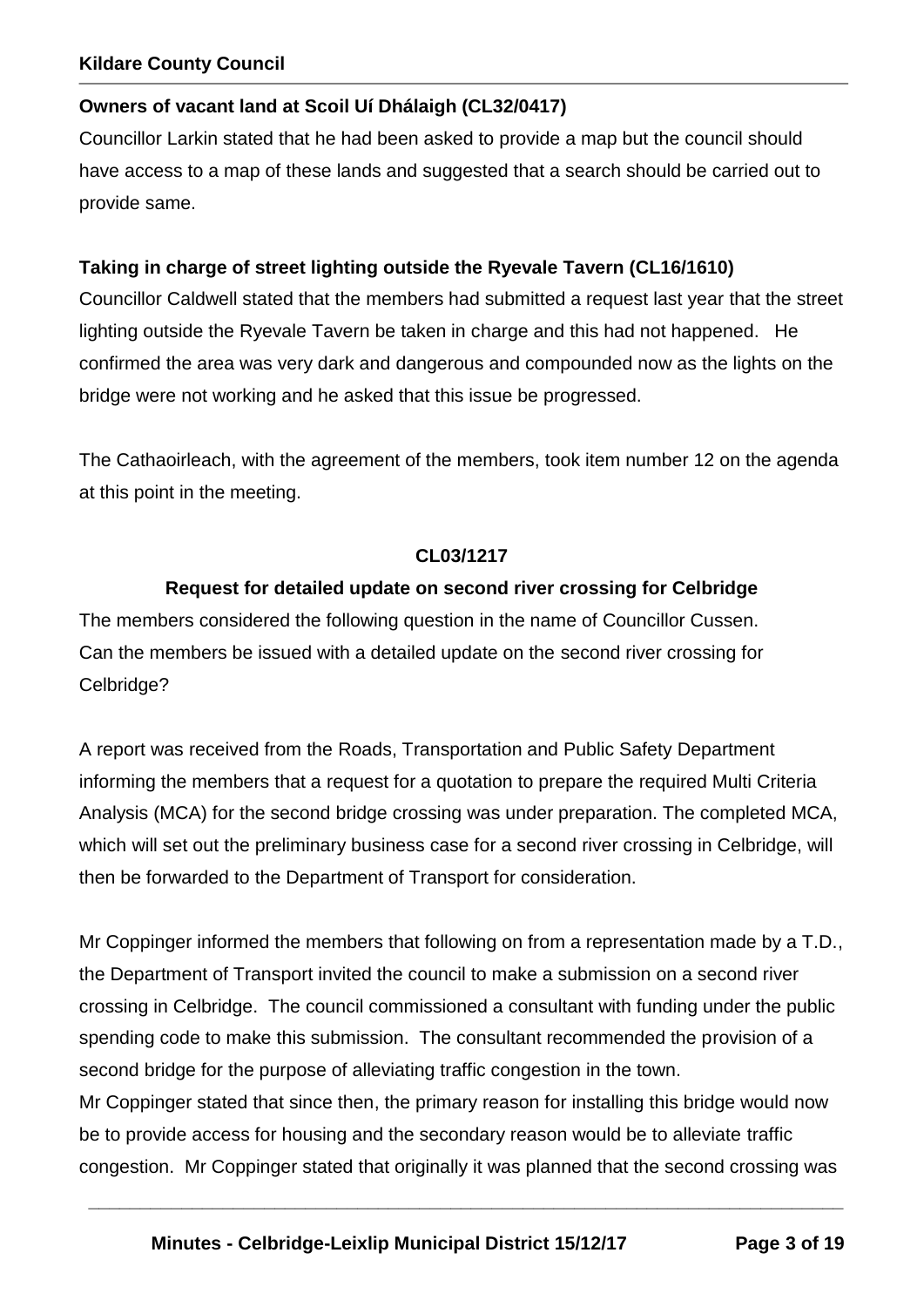**Owners of vacant land at Scoil Uí Dhálaigh (CL32/0417)**

Councillor Larkin stated that he had been asked to provide a map but the council should have access to a map of these lands and suggested that a search should be carried out to provide same.

**Taking in charge of street lighting outside the Ryevale Tavern (CL16/1610)**

Councillor Caldwell stated that the members had submitted a request last year that the street lighting outside the Ryevale Tavern be taken in charge and this had not happened. He confirmed the area was very dark and dangerous and compounded now as the lights on the bridge were not working and he asked that this issue be progressed.

The Cathaoirleach, with the agreement of the members, took item number 12 on the agenda at this point in the meeting.

**CL03/1217**

**Request for detailed update on second river crossing for Celbridge**

The members considered the following question in the name of Councillor Cussen. Can the members be issued with a detailed update on the second river crossing for Celbridge?

A report was received from the Roads, Transportation and Public Safety Department informing the members that a request for a quotation to prepare the required Multi Criteria Analysis (MCA) for the second bridge crossing was under preparation. The completed MCA, which will set out the preliminary business case for a second river crossing in Celbridge, will then be forwarded to the Department of Transport for consideration.

Mr Coppinger informed the members that following on from a representation made by a T.D., the Department of Transport invited the council to make a submission on a second river crossing in Celbridge. The council commissioned a consultant with funding under the public spending code to make this submission. The consultant recommended the provision of a second bridge for the purpose of alleviating traffic congestion in the town.

Mr Coppinger stated that since then, the primary reason for installing this bridge would now be to provide access for housing and the secondary reason would be to alleviate traffic congestion. Mr Coppinger stated that originally it was planned that the second crossing was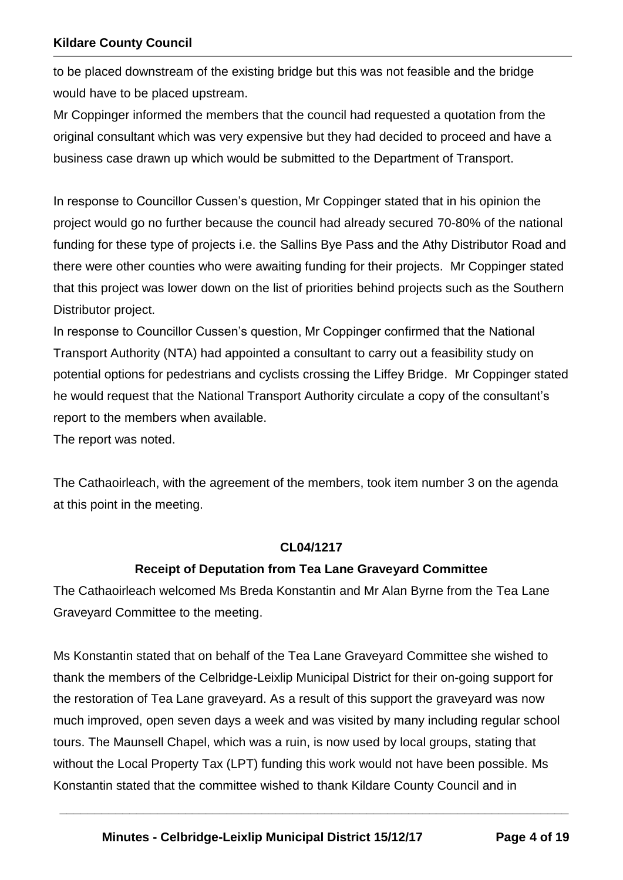to be placed downstream of the existing bridge but this was not feasible and the bridge would have to be placed upstream.

Mr Coppinger informed the members that the council had requested a quotation from the original consultant which was very expensive but they had decided to proceed and have a business case drawn up which would be submitted to the Department of Transport.

In response to Councillor Cussen's question, Mr Coppinger stated that in his opinion the project would go no further because the council had already secured 70-80% of the national funding for these type of projects i.e. the Sallins Bye Pass and the Athy Distributor Road and there were other counties who were awaiting funding for their projects. Mr Coppinger stated that this project was lower down on the list of priorities behind projects such as the Southern Distributor project.

In response to Councillor Cussen's question, Mr Coppinger confirmed that the National Transport Authority (NTA) had appointed a consultant to carry out a feasibility study on potential options for pedestrians and cyclists crossing the Liffey Bridge. Mr Coppinger stated he would request that the National Transport Authority circulate a copy of the consultant's report to the members when available.

The report was noted.

The Cathaoirleach, with the agreement of the members, took item number 3 on the agenda at this point in the meeting.

**CL04/1217**

**Receipt of Deputation from Tea Lane Graveyard Committee**

The Cathaoirleach welcomed Ms Breda Konstantin and Mr Alan Byrne from the Tea Lane Graveyard Committee to the meeting.

Ms Konstantin stated that on behalf of the Tea Lane Graveyard Committee she wished to thank the members of the Celbridge-Leixlip Municipal District for their on-going support for the restoration of Tea Lane graveyard. As a result of this support the graveyard was now much improved, open seven days a week and was visited by many including regular school tours. The Maunsell Chapel, which was a ruin, is now used by local groups, stating that without the Local Property Tax (LPT) funding this work would not have been possible. Ms Konstantin stated that the committee wished to thank Kildare County Council and in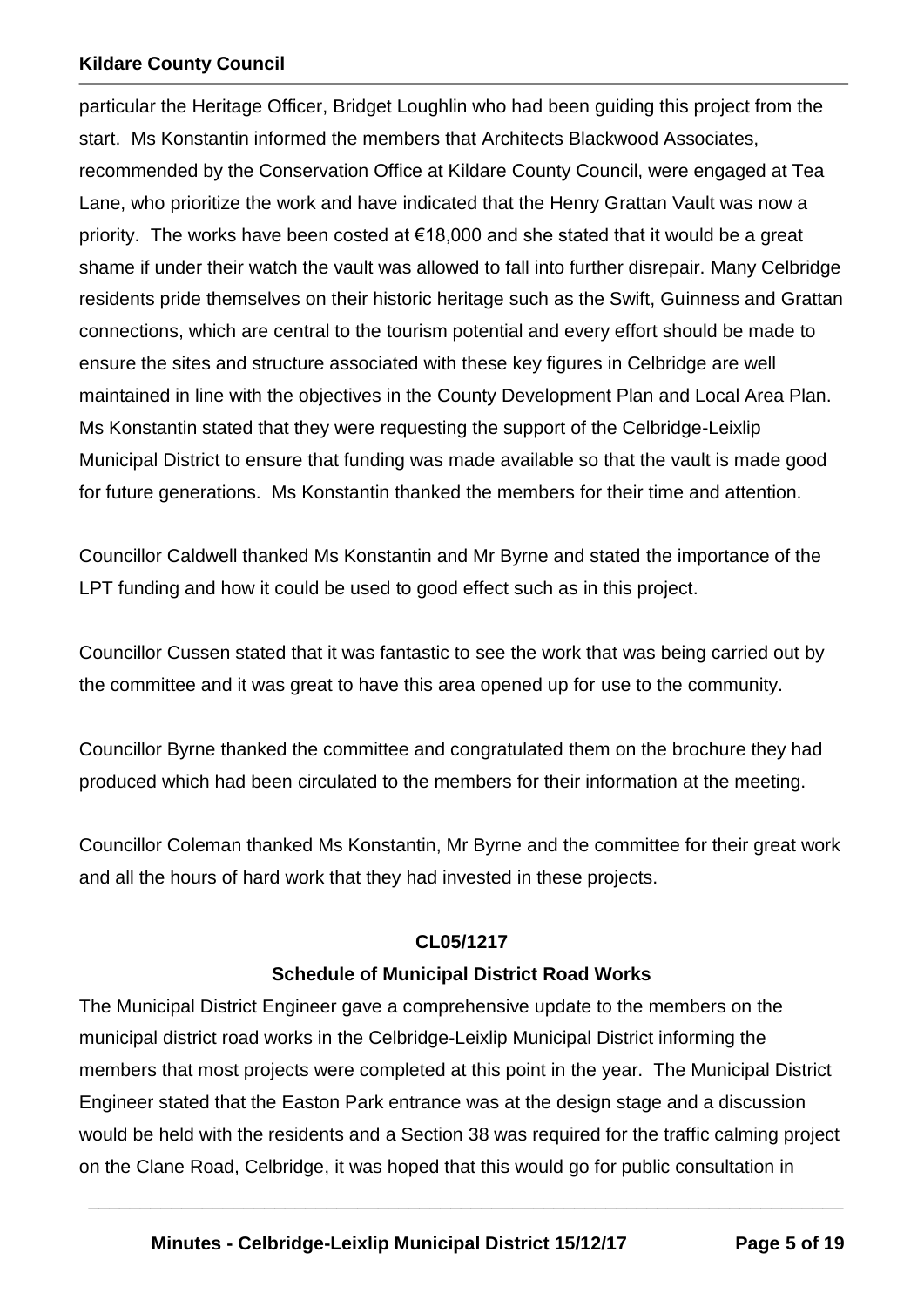particular the Heritage Officer, Bridget Loughlin who had been guiding this project from the start. Ms Konstantin informed the members that Architects Blackwood Associates, recommended by the Conservation Office at Kildare County Council, were engaged at Tea Lane, who prioritize the work and have indicated that the Henry Grattan Vault was now a priority. The works have been costed at €18,000 and she stated that it would be a great shame if under their watch the vault was allowed to fall into further disrepair. Many Celbridge residents pride themselves on their historic heritage such as the Swift, Guinness and Grattan connections, which are central to the tourism potential and every effort should be made to ensure the sites and structure associated with these key figures in Celbridge are well maintained in line with the objectives in the County Development Plan and Local Area Plan. Ms Konstantin stated that they were requesting the support of the Celbridge-Leixlip Municipal District to ensure that funding was made available so that the vault is made good for future generations. Ms Konstantin thanked the members for their time and attention.

Councillor Caldwell thanked Ms Konstantin and Mr Byrne and stated the importance of the LPT funding and how it could be used to good effect such as in this project.

Councillor Cussen stated that it was fantastic to see the work that was being carried out by the committee and it was great to have this area opened up for use to the community.

Councillor Byrne thanked the committee and congratulated them on the brochure they had produced which had been circulated to the members for their information at the meeting.

Councillor Coleman thanked Ms Konstantin, Mr Byrne and the committee for their great work and all the hours of hard work that they had invested in these projects.

**CL05/1217**

**Schedule of Municipal District Road Works**

The Municipal District Engineer gave a comprehensive update to the members on the municipal district road works in the Celbridge-Leixlip Municipal District informing the members that most projects were completed at this point in the year. The Municipal District Engineer stated that the Easton Park entrance was at the design stage and a discussion would be held with the residents and a Section 38 was required for the traffic calming project on the Clane Road, Celbridge, it was hoped that this would go for public consultation in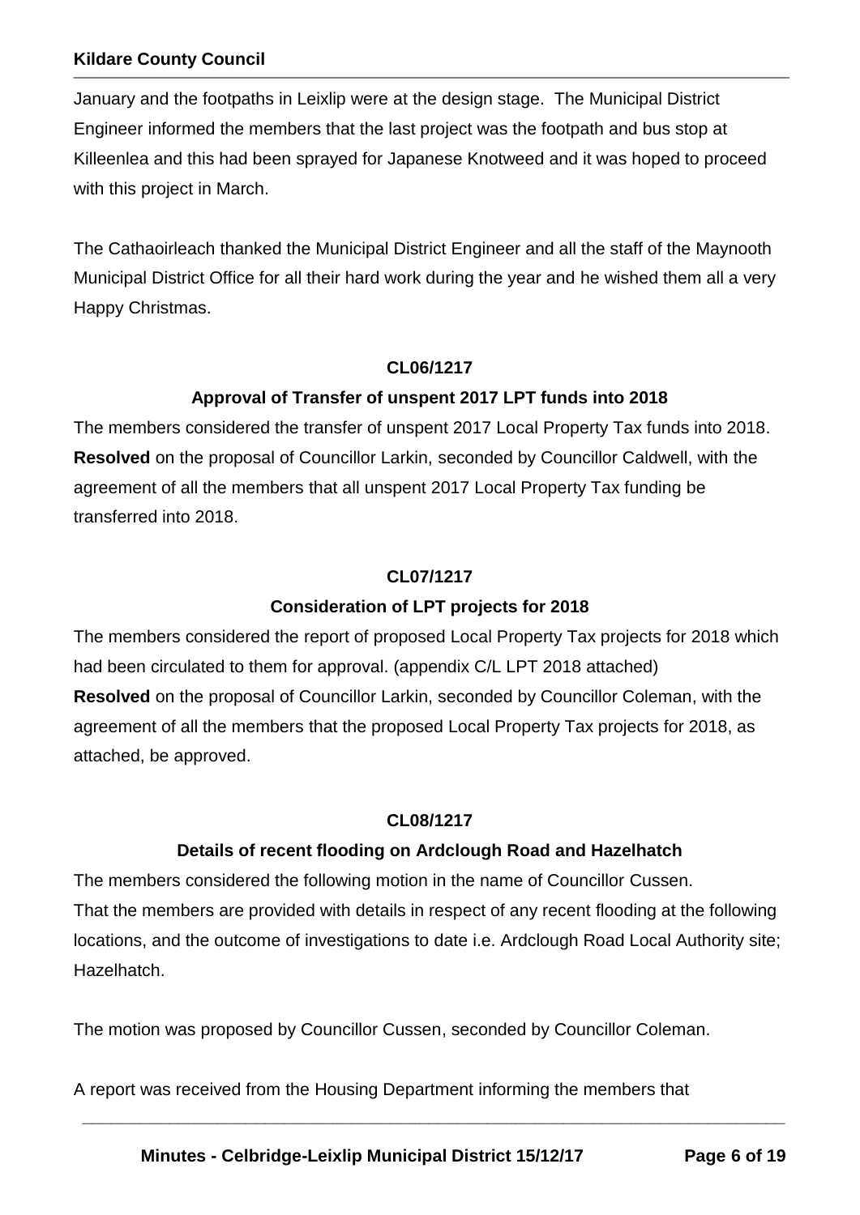January and the footpaths in Leixlip were at the design stage. The Municipal District Engineer informed the members that the last project was the footpath and bus stop at Killeenlea and this had been sprayed for Japanese Knotweed and it was hoped to proceed with this project in March.

The Cathaoirleach thanked the Municipal District Engineer and all the staff of the Maynooth Municipal District Office for all their hard work during the year and he wished them all a very Happy Christmas.

**CL06/1217**

**Approval of Transfer of unspent 2017 LPT funds into 2018**

The members considered the transfer of unspent 2017 Local Property Tax funds into 2018.
**Resolved** on the proposal of Councillor Larkin, seconded by Councillor Caldwell, with the agreement of all the members that all unspent 2017 Local Property Tax funding be transferred into 2018.

**CL07/1217**

**Consideration of LPT projects for 2018**

The members considered the report of proposed Local Property Tax projects for 2018 which had been circulated to them for approval. (appendix C/L LPT 2018 attached)
**Resolved** on the proposal of Councillor Larkin, seconded by Councillor Coleman, with the agreement of all the members that the proposed Local Property Tax projects for 2018, as attached, be approved.

**CL08/1217**

**Details of recent flooding on Ardclough Road and Hazelhatch**

The members considered the following motion in the name of Councillor Cussen.
That the members are provided with details in respect of any recent flooding at the following locations, and the outcome of investigations to date i.e. Ardclough Road Local Authority site; Hazelhatch.

The motion was proposed by Councillor Cussen, seconded by Councillor Coleman.

A report was received from the Housing Department informing the members that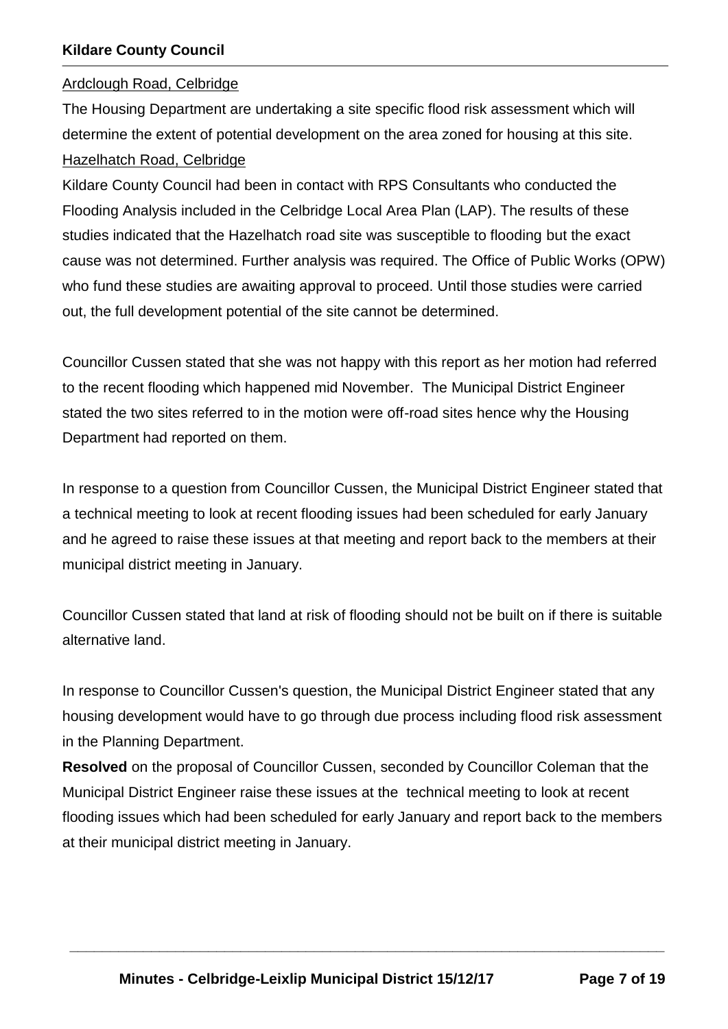<u>Ardclough Road, Celbridge</u>

The Housing Department are undertaking a site specific flood risk assessment which will determine the extent of potential development on the area zoned for housing at this site.

<u>Hazelhatch Road, Celbridge</u>

Kildare County Council had been in contact with RPS Consultants who conducted the Flooding Analysis included in the Celbridge Local Area Plan (LAP). The results of these studies indicated that the Hazelhatch road site was susceptible to flooding but the exact cause was not determined. Further analysis was required. The Office of Public Works (OPW) who fund these studies are awaiting approval to proceed. Until those studies were carried out, the full development potential of the site cannot be determined.

Councillor Cussen stated that she was not happy with this report as her motion had referred to the recent flooding which happened mid November. The Municipal District Engineer stated the two sites referred to in the motion were off-road sites hence why the Housing Department had reported on them.

In response to a question from Councillor Cussen, the Municipal District Engineer stated that a technical meeting to look at recent flooding issues had been scheduled for early January and he agreed to raise these issues at that meeting and report back to the members at their municipal district meeting in January.

Councillor Cussen stated that land at risk of flooding should not be built on if there is suitable alternative land.

In response to Councillor Cussen's question, the Municipal District Engineer stated that any housing development would have to go through due process including flood risk assessment in the Planning Department.

**Resolved** on the proposal of Councillor Cussen, seconded by Councillor Coleman that the Municipal District Engineer raise these issues at the technical meeting to look at recent flooding issues which had been scheduled for early January and report back to the members at their municipal district meeting in January.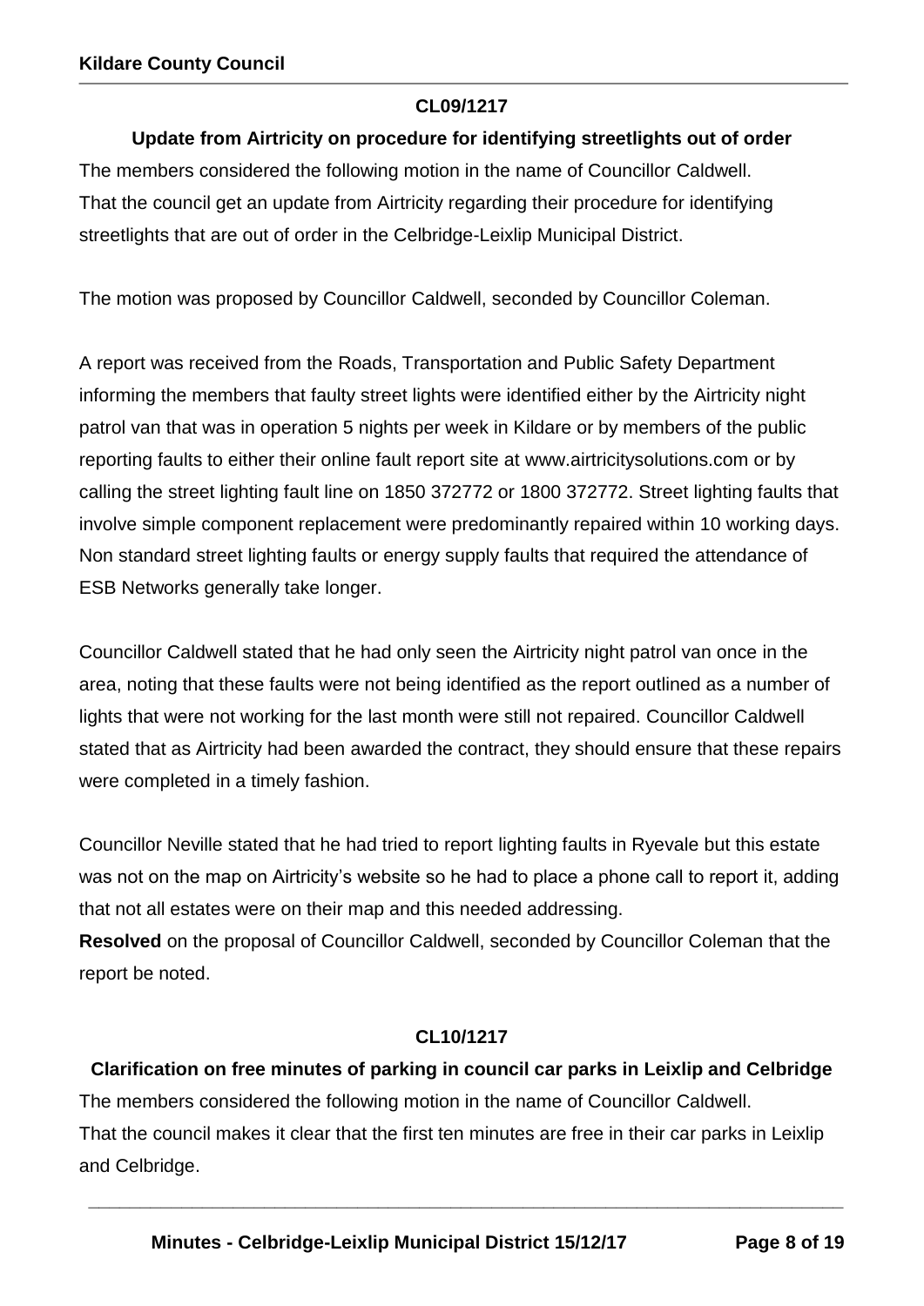**CL09/1217**

**Update from Airtricity on procedure for identifying streetlights out of order**

The members considered the following motion in the name of Councillor Caldwell.
That the council get an update from Airtricity regarding their procedure for identifying streetlights that are out of order in the Celbridge-Leixlip Municipal District.

The motion was proposed by Councillor Caldwell, seconded by Councillor Coleman.

A report was received from the Roads, Transportation and Public Safety Department informing the members that faulty street lights were identified either by the Airtricity night patrol van that was in operation 5 nights per week in Kildare or by members of the public reporting faults to either their online fault report site at www.airtricitysolutions.com or by calling the street lighting fault line on 1850 372772 or 1800 372772. Street lighting faults that involve simple component replacement were predominantly repaired within 10 working days. Non standard street lighting faults or energy supply faults that required the attendance of ESB Networks generally take longer.

Councillor Caldwell stated that he had only seen the Airtricity night patrol van once in the area, noting that these faults were not being identified as the report outlined as a number of lights that were not working for the last month were still not repaired. Councillor Caldwell stated that as Airtricity had been awarded the contract, they should ensure that these repairs were completed in a timely fashion.

Councillor Neville stated that he had tried to report lighting faults in Ryevale but this estate was not on the map on Airtricity's website so he had to place a phone call to report it, adding that not all estates were on their map and this needed addressing.
**Resolved** on the proposal of Councillor Caldwell, seconded by Councillor Coleman that the report be noted.

**CL10/1217**

**Clarification on free minutes of parking in council car parks in Leixlip and Celbridge**

The members considered the following motion in the name of Councillor Caldwell.
That the council makes it clear that the first ten minutes are free in their car parks in Leixlip and Celbridge.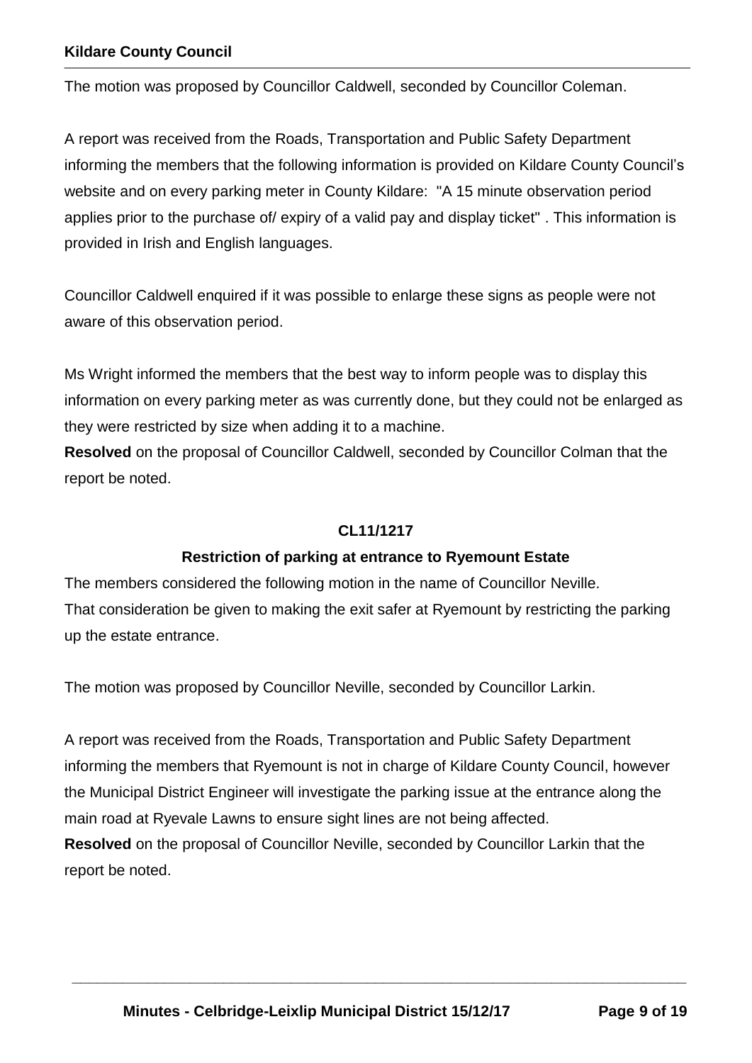The motion was proposed by Councillor Caldwell, seconded by Councillor Coleman.

A report was received from the Roads, Transportation and Public Safety Department informing the members that the following information is provided on Kildare County Council's website and on every parking meter in County Kildare: "A 15 minute observation period applies prior to the purchase of/ expiry of a valid pay and display ticket" . This information is provided in Irish and English languages.

Councillor Caldwell enquired if it was possible to enlarge these signs as people were not aware of this observation period.

Ms Wright informed the members that the best way to inform people was to display this information on every parking meter as was currently done, but they could not be enlarged as they were restricted by size when adding it to a machine.
**Resolved** on the proposal of Councillor Caldwell, seconded by Councillor Colman that the report be noted.

### CL11/1217

### Restriction of parking at entrance to Ryemount Estate

The members considered the following motion in the name of Councillor Neville.
That consideration be given to making the exit safer at Ryemount by restricting the parking up the estate entrance.

The motion was proposed by Councillor Neville, seconded by Councillor Larkin.

A report was received from the Roads, Transportation and Public Safety Department informing the members that Ryemount is not in charge of Kildare County Council, however the Municipal District Engineer will investigate the parking issue at the entrance along the main road at Ryevale Lawns to ensure sight lines are not being affected.
**Resolved** on the proposal of Councillor Neville, seconded by Councillor Larkin that the report be noted.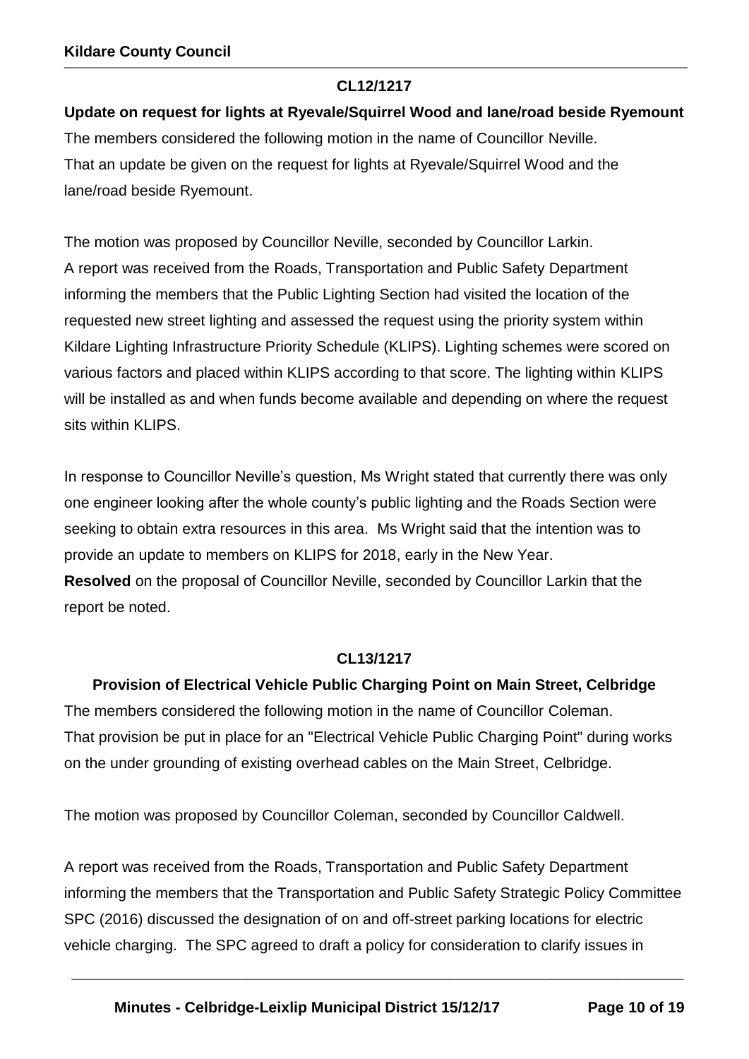**CL12/1217**

**Update on request for lights at Ryevale/Squirrel Wood and lane/road beside Ryemount**

The members considered the following motion in the name of Councillor Neville.
That an update be given on the request for lights at Ryevale/Squirrel Wood and the lane/road beside Ryemount.

The motion was proposed by Councillor Neville, seconded by Councillor Larkin.
A report was received from the Roads, Transportation and Public Safety Department informing the members that the Public Lighting Section had visited the location of the requested new street lighting and assessed the request using the priority system within Kildare Lighting Infrastructure Priority Schedule (KLIPS). Lighting schemes were scored on various factors and placed within KLIPS according to that score. The lighting within KLIPS will be installed as and when funds become available and depending on where the request sits within KLIPS.

In response to Councillor Neville's question, Ms Wright stated that currently there was only one engineer looking after the whole county's public lighting and the Roads Section were seeking to obtain extra resources in this area. Ms Wright said that the intention was to provide an update to members on KLIPS for 2018, early in the New Year.
**Resolved** on the proposal of Councillor Neville, seconded by Councillor Larkin that the report be noted.

**CL13/1217**

**Provision of Electrical Vehicle Public Charging Point on Main Street, Celbridge**

The members considered the following motion in the name of Councillor Coleman.
That provision be put in place for an "Electrical Vehicle Public Charging Point" during works on the under grounding of existing overhead cables on the Main Street, Celbridge.

The motion was proposed by Councillor Coleman, seconded by Councillor Caldwell.

A report was received from the Roads, Transportation and Public Safety Department informing the members that the Transportation and Public Safety Strategic Policy Committee SPC (2016) discussed the designation of on and off-street parking locations for electric vehicle charging. The SPC agreed to draft a policy for consideration to clarify issues in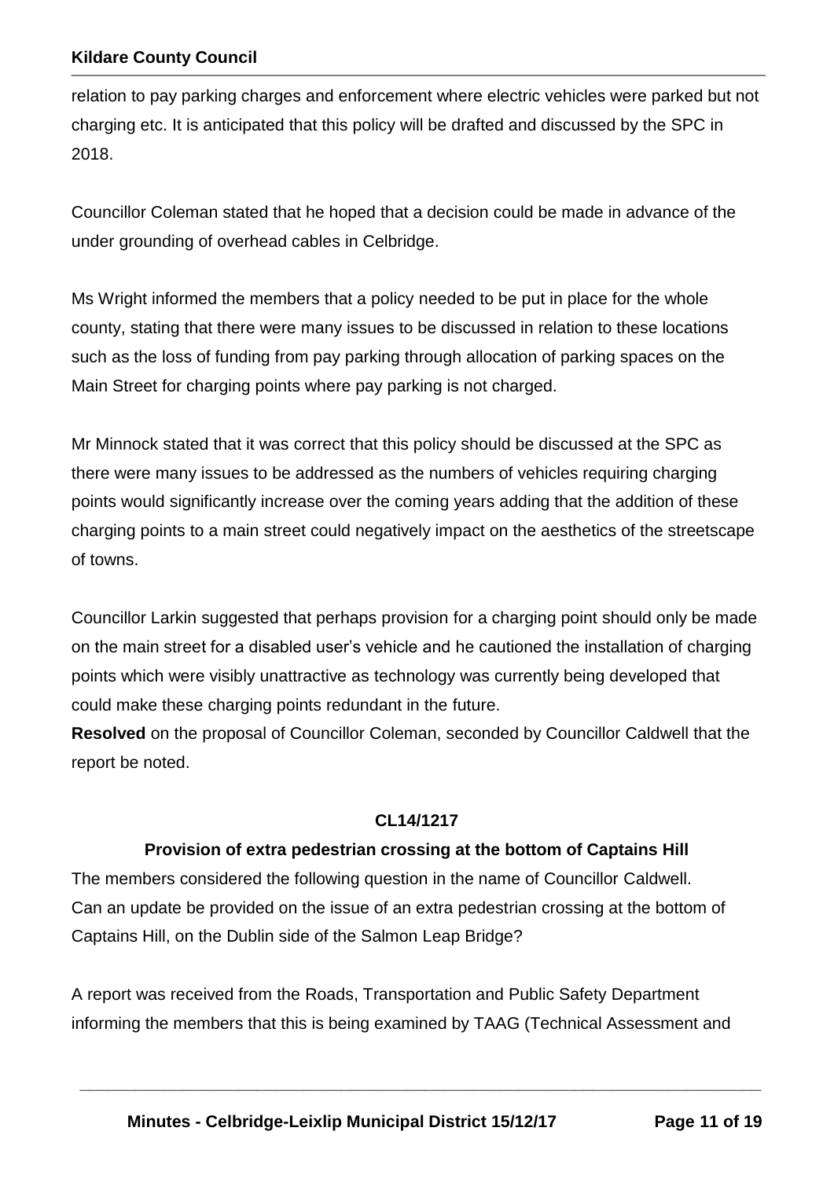relation to pay parking charges and enforcement where electric vehicles were parked but not charging etc. It is anticipated that this policy will be drafted and discussed by the SPC in 2018.

Councillor Coleman stated that he hoped that a decision could be made in advance of the under grounding of overhead cables in Celbridge.

Ms Wright informed the members that a policy needed to be put in place for the whole county, stating that there were many issues to be discussed in relation to these locations such as the loss of funding from pay parking through allocation of parking spaces on the Main Street for charging points where pay parking is not charged.

Mr Minnock stated that it was correct that this policy should be discussed at the SPC as there were many issues to be addressed as the numbers of vehicles requiring charging points would significantly increase over the coming years adding that the addition of these charging points to a main street could negatively impact on the aesthetics of the streetscape of towns.

Councillor Larkin suggested that perhaps provision for a charging point should only be made on the main street for a disabled user's vehicle and he cautioned the installation of charging points which were visibly unattractive as technology was currently being developed that could make these charging points redundant in the future.
**Resolved** on the proposal of Councillor Coleman, seconded by Councillor Caldwell that the report be noted.

**CL14/1217**

**Provision of extra pedestrian crossing at the bottom of Captains Hill**

The members considered the following question in the name of Councillor Caldwell.
Can an update be provided on the issue of an extra pedestrian crossing at the bottom of Captains Hill, on the Dublin side of the Salmon Leap Bridge?

A report was received from the Roads, Transportation and Public Safety Department informing the members that this is being examined by TAAG (Technical Assessment and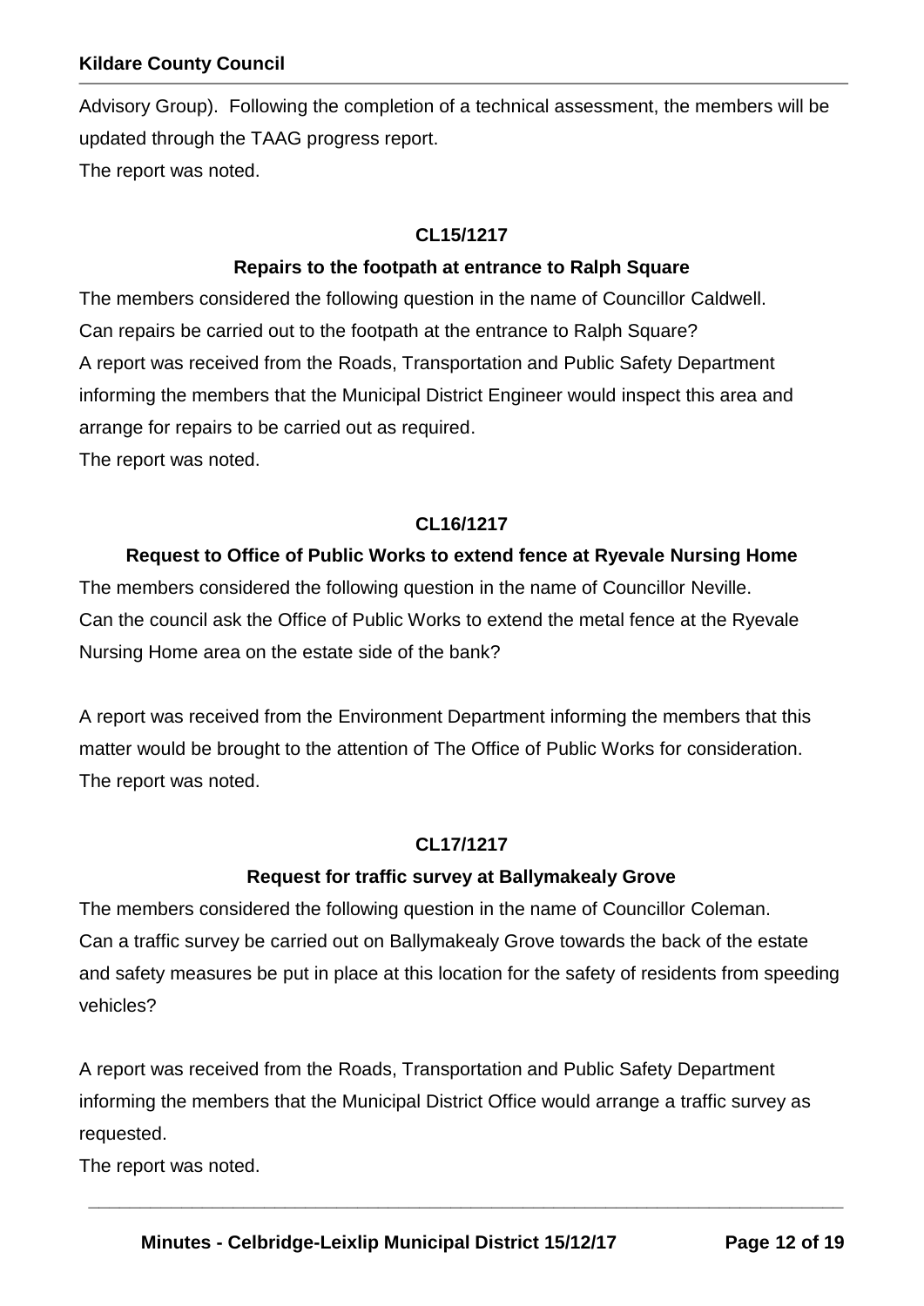Advisory Group). Following the completion of a technical assessment, the members will be updated through the TAAG progress report.

The report was noted.

**CL15/1217**

**Repairs to the footpath at entrance to Ralph Square**

The members considered the following question in the name of Councillor Caldwell.

Can repairs be carried out to the footpath at the entrance to Ralph Square?

A report was received from the Roads, Transportation and Public Safety Department informing the members that the Municipal District Engineer would inspect this area and arrange for repairs to be carried out as required.

The report was noted.

**CL16/1217**

**Request to Office of Public Works to extend fence at Ryevale Nursing Home**

The members considered the following question in the name of Councillor Neville.

Can the council ask the Office of Public Works to extend the metal fence at the Ryevale Nursing Home area on the estate side of the bank?

A report was received from the Environment Department informing the members that this matter would be brought to the attention of The Office of Public Works for consideration.

The report was noted.

**CL17/1217**

**Request for traffic survey at Ballymakealy Grove**

The members considered the following question in the name of Councillor Coleman.

Can a traffic survey be carried out on Ballymakealy Grove towards the back of the estate and safety measures be put in place at this location for the safety of residents from speeding vehicles?

A report was received from the Roads, Transportation and Public Safety Department informing the members that the Municipal District Office would arrange a traffic survey as requested.

The report was noted.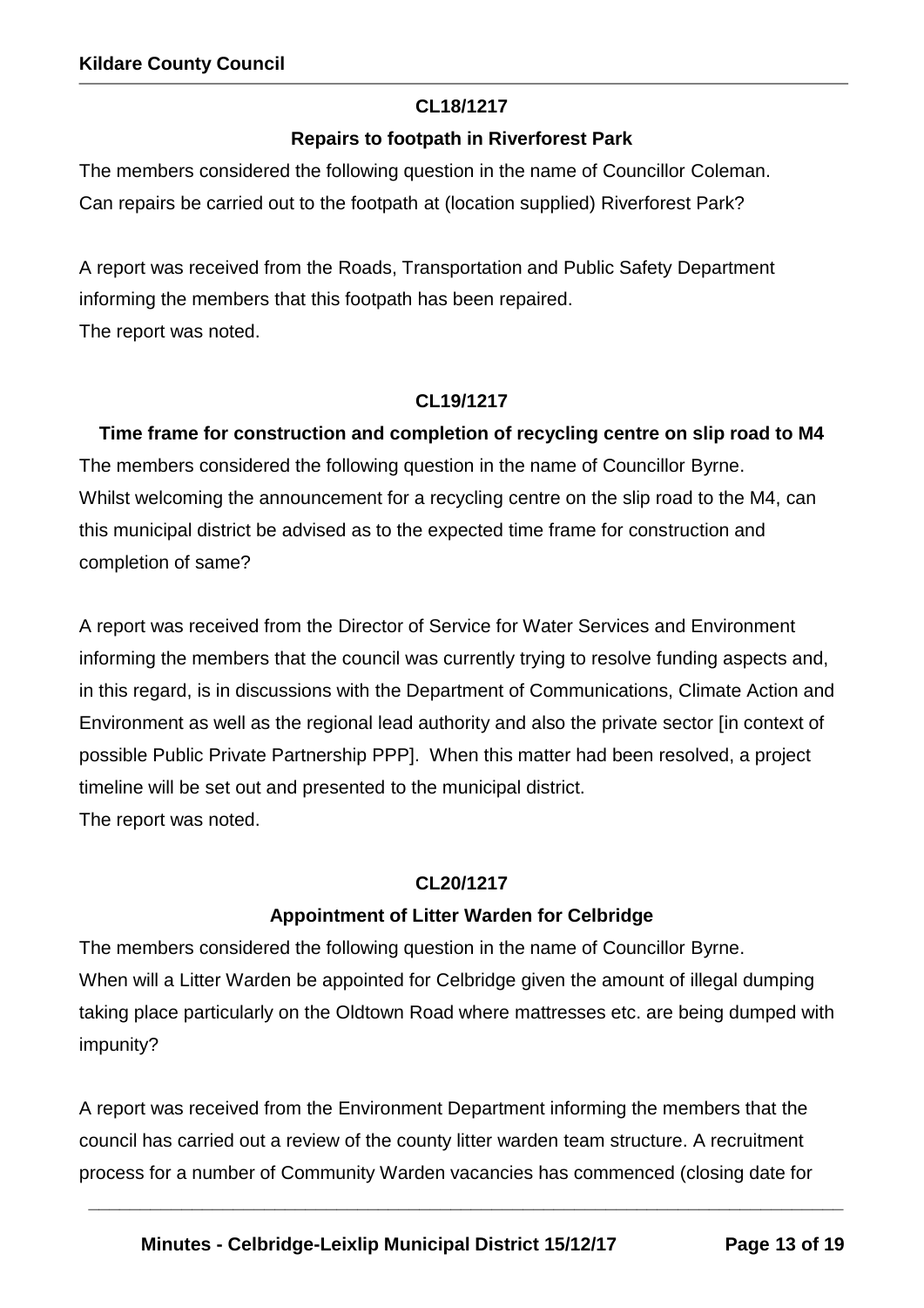**CL18/1217**

**Repairs to footpath in Riverforest Park**

The members considered the following question in the name of Councillor Coleman.
Can repairs be carried out to the footpath at (location supplied) Riverforest Park?

A report was received from the Roads, Transportation and Public Safety Department informing the members that this footpath has been repaired.
The report was noted.

**CL19/1217**

**Time frame for construction and completion of recycling centre on slip road to M4**

The members considered the following question in the name of Councillor Byrne.
Whilst welcoming the announcement for a recycling centre on the slip road to the M4, can this municipal district be advised as to the expected time frame for construction and completion of same?

A report was received from the Director of Service for Water Services and Environment informing the members that the council was currently trying to resolve funding aspects and, in this regard, is in discussions with the Department of Communications, Climate Action and Environment as well as the regional lead authority and also the private sector [in context of possible Public Private Partnership PPP]. When this matter had been resolved, a project timeline will be set out and presented to the municipal district.
The report was noted.

**CL20/1217**

**Appointment of Litter Warden for Celbridge**

The members considered the following question in the name of Councillor Byrne.
When will a Litter Warden be appointed for Celbridge given the amount of illegal dumping taking place particularly on the Oldtown Road where mattresses etc. are being dumped with impunity?

A report was received from the Environment Department informing the members that the council has carried out a review of the county litter warden team structure. A recruitment process for a number of Community Warden vacancies has commenced (closing date for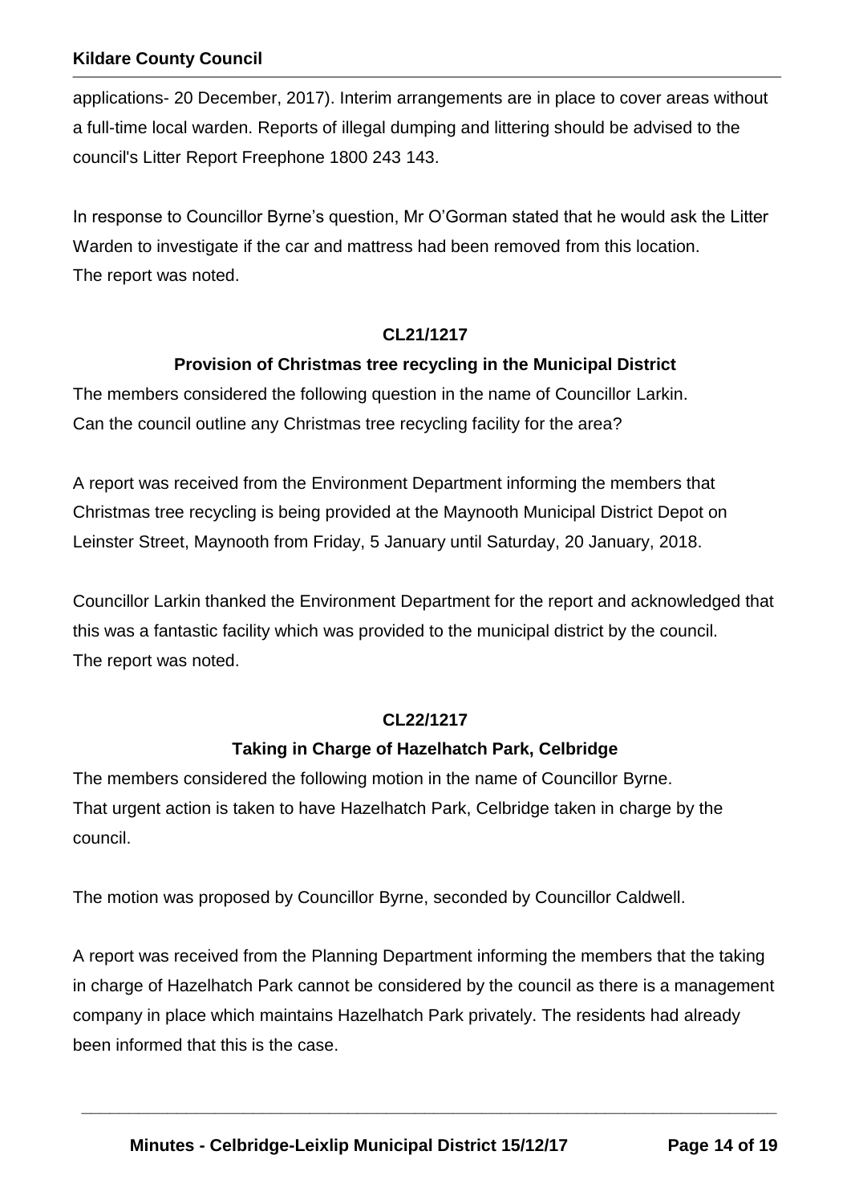applications- 20 December, 2017). Interim arrangements are in place to cover areas without a full-time local warden. Reports of illegal dumping and littering should be advised to the council's Litter Report Freephone 1800 243 143.

In response to Councillor Byrne's question, Mr O'Gorman stated that he would ask the Litter Warden to investigate if the car and mattress had been removed from this location.
The report was noted.

**CL21/1217**

**Provision of Christmas tree recycling in the Municipal District**

The members considered the following question in the name of Councillor Larkin.
Can the council outline any Christmas tree recycling facility for the area?

A report was received from the Environment Department informing the members that Christmas tree recycling is being provided at the Maynooth Municipal District Depot on Leinster Street, Maynooth from Friday, 5 January until Saturday, 20 January, 2018.

Councillor Larkin thanked the Environment Department for the report and acknowledged that this was a fantastic facility which was provided to the municipal district by the council.
The report was noted.

**CL22/1217**

**Taking in Charge of Hazelhatch Park, Celbridge**

The members considered the following motion in the name of Councillor Byrne.
That urgent action is taken to have Hazelhatch Park, Celbridge taken in charge by the council.

The motion was proposed by Councillor Byrne, seconded by Councillor Caldwell.

A report was received from the Planning Department informing the members that the taking in charge of Hazelhatch Park cannot be considered by the council as there is a management company in place which maintains Hazelhatch Park privately. The residents had already been informed that this is the case.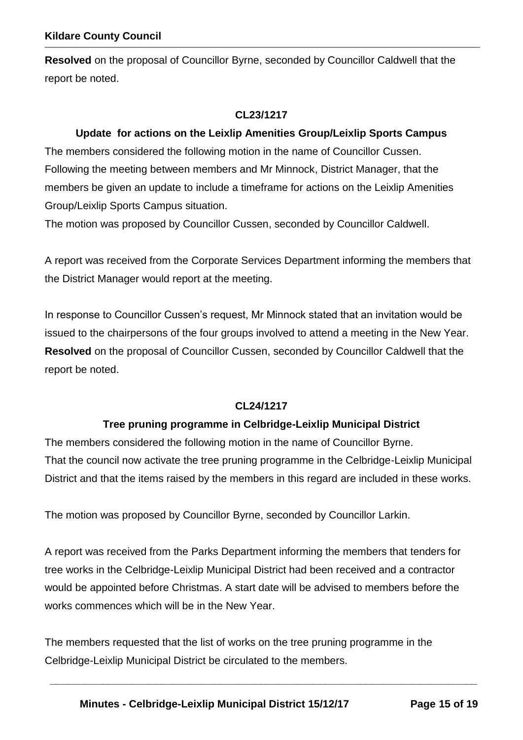**Resolved** on the proposal of Councillor Byrne, seconded by Councillor Caldwell that the report be noted.

**CL23/1217**

**Update for actions on the Leixlip Amenities Group/Leixlip Sports Campus**

The members considered the following motion in the name of Councillor Cussen.
Following the meeting between members and Mr Minnock, District Manager, that the members be given an update to include a timeframe for actions on the Leixlip Amenities Group/Leixlip Sports Campus situation.
The motion was proposed by Councillor Cussen, seconded by Councillor Caldwell.

A report was received from the Corporate Services Department informing the members that the District Manager would report at the meeting.

In response to Councillor Cussen's request, Mr Minnock stated that an invitation would be issued to the chairpersons of the four groups involved to attend a meeting in the New Year.
**Resolved** on the proposal of Councillor Cussen, seconded by Councillor Caldwell that the report be noted.

**CL24/1217**

**Tree pruning programme in Celbridge-Leixlip Municipal District**

The members considered the following motion in the name of Councillor Byrne.
That the council now activate the tree pruning programme in the Celbridge-Leixlip Municipal District and that the items raised by the members in this regard are included in these works.

The motion was proposed by Councillor Byrne, seconded by Councillor Larkin.

A report was received from the Parks Department informing the members that tenders for tree works in the Celbridge-Leixlip Municipal District had been received and a contractor would be appointed before Christmas. A start date will be advised to members before the works commences which will be in the New Year.

The members requested that the list of works on the tree pruning programme in the Celbridge-Leixlip Municipal District be circulated to the members.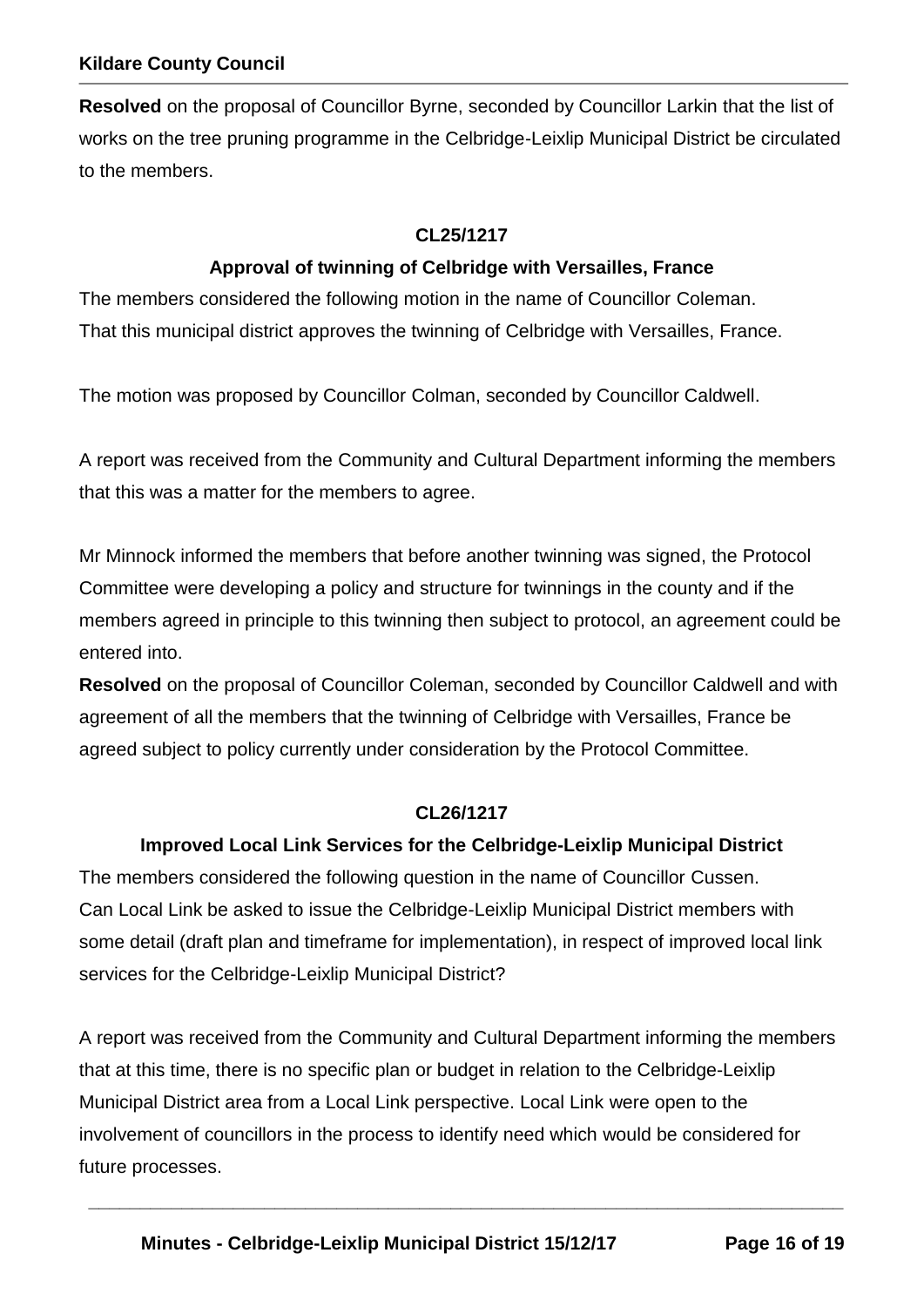**Resolved** on the proposal of Councillor Byrne, seconded by Councillor Larkin that the list of works on the tree pruning programme in the Celbridge-Leixlip Municipal District be circulated to the members.

**CL25/1217**

**Approval of twinning of Celbridge with Versailles, France**

The members considered the following motion in the name of Councillor Coleman.
That this municipal district approves the twinning of Celbridge with Versailles, France.

The motion was proposed by Councillor Colman, seconded by Councillor Caldwell.

A report was received from the Community and Cultural Department informing the members that this was a matter for the members to agree.

Mr Minnock informed the members that before another twinning was signed, the Protocol Committee were developing a policy and structure for twinnings in the county and if the members agreed in principle to this twinning then subject to protocol, an agreement could be entered into.

**Resolved** on the proposal of Councillor Coleman, seconded by Councillor Caldwell and with agreement of all the members that the twinning of Celbridge with Versailles, France be agreed subject to policy currently under consideration by the Protocol Committee.

**CL26/1217**

**Improved Local Link Services for the Celbridge-Leixlip Municipal District**

The members considered the following question in the name of Councillor Cussen.
Can Local Link be asked to issue the Celbridge-Leixlip Municipal District members with some detail (draft plan and timeframe for implementation), in respect of improved local link services for the Celbridge-Leixlip Municipal District?

A report was received from the Community and Cultural Department informing the members that at this time, there is no specific plan or budget in relation to the Celbridge-Leixlip Municipal District area from a Local Link perspective. Local Link were open to the involvement of councillors in the process to identify need which would be considered for future processes.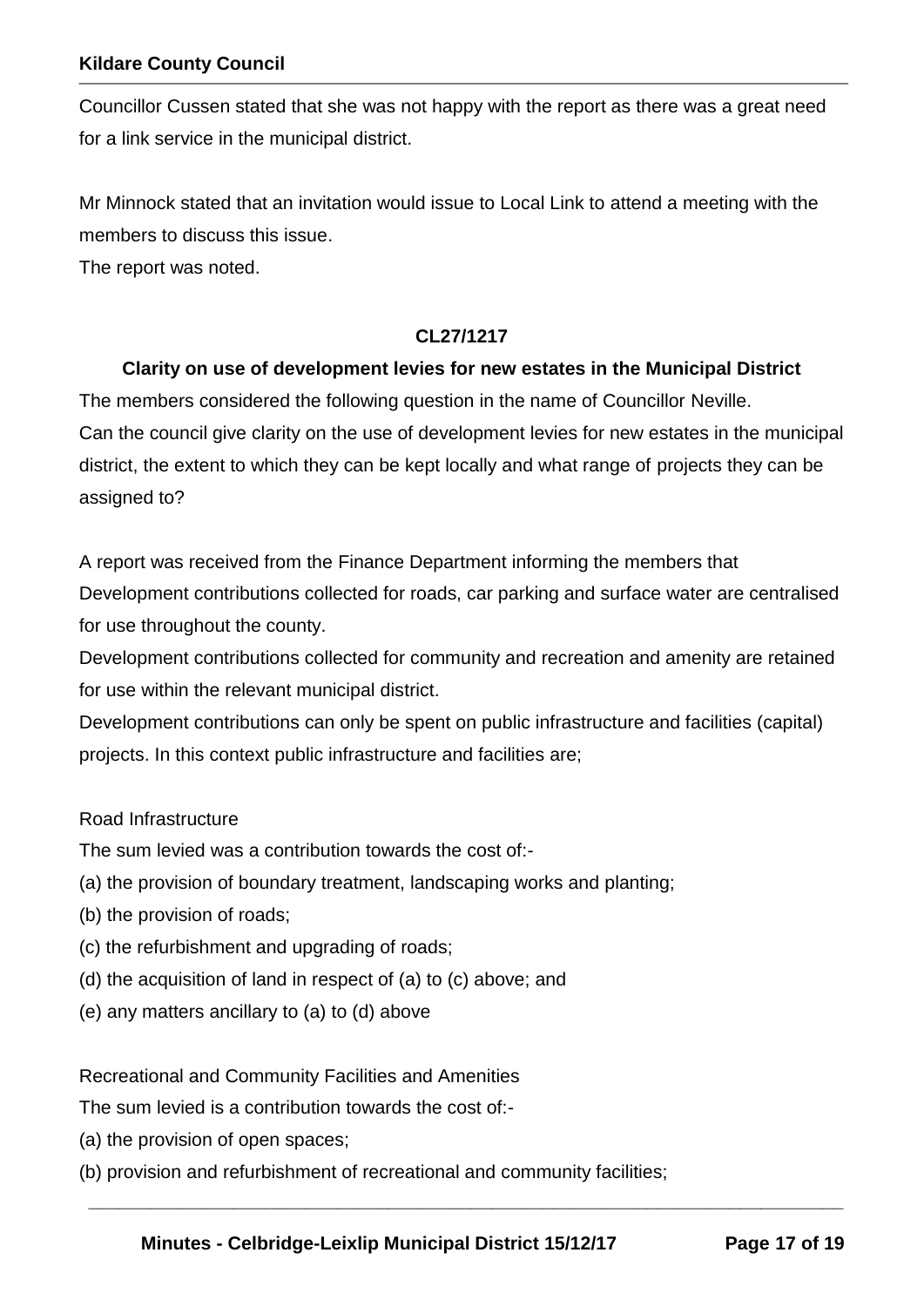Councillor Cussen stated that she was not happy with the report as there was a great need for a link service in the municipal district.

Mr Minnock stated that an invitation would issue to Local Link to attend a meeting with the members to discuss this issue.
The report was noted.

**CL27/1217**

**Clarity on use of development levies for new estates in the Municipal District**

The members considered the following question in the name of Councillor Neville.
Can the council give clarity on the use of development levies for new estates in the municipal district, the extent to which they can be kept locally and what range of projects they can be assigned to?

A report was received from the Finance Department informing the members that
Development contributions collected for roads, car parking and surface water are centralised for use throughout the county.
Development contributions collected for community and recreation and amenity are retained for use within the relevant municipal district.
Development contributions can only be spent on public infrastructure and facilities (capital) projects. In this context public infrastructure and facilities are;

Road Infrastructure
The sum levied was a contribution towards the cost of:-
(a) the provision of boundary treatment, landscaping works and planting;
(b) the provision of roads;
(c) the refurbishment and upgrading of roads;
(d) the acquisition of land in respect of (a) to (c) above; and
(e) any matters ancillary to (a) to (d) above

Recreational and Community Facilities and Amenities
The sum levied is a contribution towards the cost of:-
(a) the provision of open spaces;
(b) provision and refurbishment of recreational and community facilities;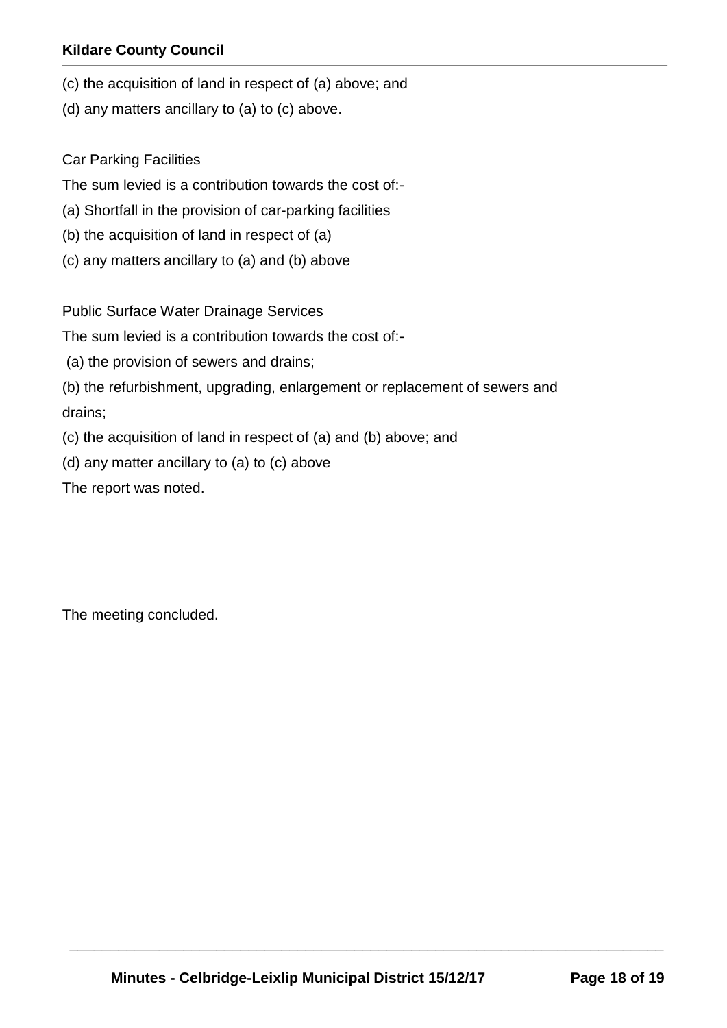(c) the acquisition of land in respect of (a) above; and

(d) any matters ancillary to (a) to (c) above.

Car Parking Facilities

The sum levied is a contribution towards the cost of:-

(a) Shortfall in the provision of car-parking facilities

(b) the acquisition of land in respect of (a)

(c) any matters ancillary to (a) and (b) above

Public Surface Water Drainage Services

The sum levied is a contribution towards the cost of:-

(a) the provision of sewers and drains;

(b) the refurbishment, upgrading, enlargement or replacement of sewers and drains;

(c) the acquisition of land in respect of (a) and (b) above; and

(d) any matter ancillary to (a) to (c) above

The report was noted.

The meeting concluded.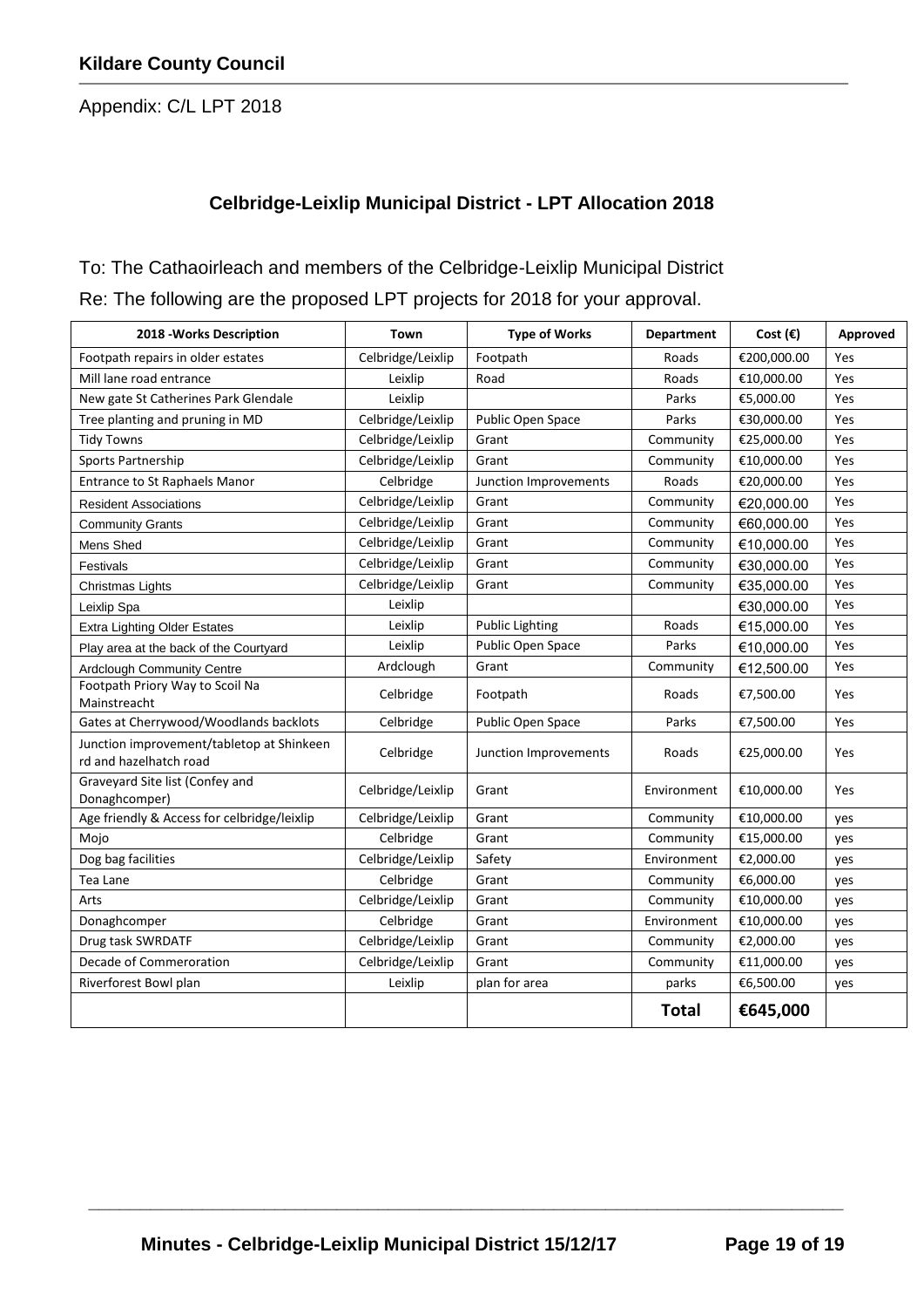## Kildare County Council

Appendix: C/L LPT 2018

### Celbridge-Leixlip Municipal District - LPT Allocation 2018

To: The Cathaoirleach and members of the Celbridge-Leixlip Municipal District

Re: The following are the proposed LPT projects for 2018 for your approval.

| 2018 -Works Description | Town | Type of Works | Department | Cost (€) | Approved |
|---|---|---|---|---|---|
| Footpath repairs in older estates | Celbridge/Leixlip | Footpath | Roads | €200,000.00 | Yes |
| Mill lane road entrance | Leixlip | Road | Roads | €10,000.00 | Yes |
| New gate St Catherines Park Glendale | Leixlip | | Parks | €5,000.00 | Yes |
| Tree planting and pruning in MD | Celbridge/Leixlip | Public Open Space | Parks | €30,000.00 | Yes |
| Tidy Towns | Celbridge/Leixlip | Grant | Community | €25,000.00 | Yes |
| Sports Partnership | Celbridge/Leixlip | Grant | Community | €10,000.00 | Yes |
| Entrance to St Raphaels Manor | Celbridge | Junction Improvements | Roads | €20,000.00 | Yes |
| Resident Associations | Celbridge/Leixlip | Grant | Community | €20,000.00 | Yes |
| Community Grants | Celbridge/Leixlip | Grant | Community | €60,000.00 | Yes |
| Mens Shed | Celbridge/Leixlip | Grant | Community | €10,000.00 | Yes |
| Festivals | Celbridge/Leixlip | Grant | Community | €30,000.00 | Yes |
| Christmas Lights | Celbridge/Leixlip | Grant | Community | €35,000.00 | Yes |
| Leixlip Spa | Leixlip | | | €30,000.00 | Yes |
| Extra Lighting Older Estates | Leixlip | Public Lighting | Roads | €15,000.00 | Yes |
| Play area at the back of the Courtyard | Leixlip | Public Open Space | Parks | €10,000.00 | Yes |
| Ardclough Community Centre | Ardclough | Grant | Community | €12,500.00 | Yes |
| Footpath Priory Way to Scoil Na Mainstreacht | Celbridge | Footpath | Roads | €7,500.00 | Yes |
| Gates at Cherrywood/Woodlands backlots | Celbridge | Public Open Space | Parks | €7,500.00 | Yes |
| Junction improvement/tabletop at Shinkeen rd and hazelhatch road | Celbridge | Junction Improvements | Roads | €25,000.00 | Yes |
| Graveyard Site list (Confey and Donaghcomper) | Celbridge/Leixlip | Grant | Environment | €10,000.00 | Yes |
| Age friendly & Access for celbridge/leixlip | Celbridge/Leixlip | Grant | Community | €10,000.00 | yes |
| Mojo | Celbridge | Grant | Community | €15,000.00 | yes |
| Dog bag facilities | Celbridge/Leixlip | Safety | Environment | €2,000.00 | yes |
| Tea Lane | Celbridge | Grant | Community | €6,000.00 | yes |
| Arts | Celbridge/Leixlip | Grant | Community | €10,000.00 | yes |
| Donaghcomper | Celbridge | Grant | Environment | €10,000.00 | yes |
| Drug task SWRDATF | Celbridge/Leixlip | Grant | Community | €2,000.00 | yes |
| Decade of Commeroration | Celbridge/Leixlip | Grant | Community | €11,000.00 | yes |
| Riverforest Bowl plan | Leixlip | plan for area | parks | €6,500.00 | yes |
| | | | **Total** | **€645,000** | |